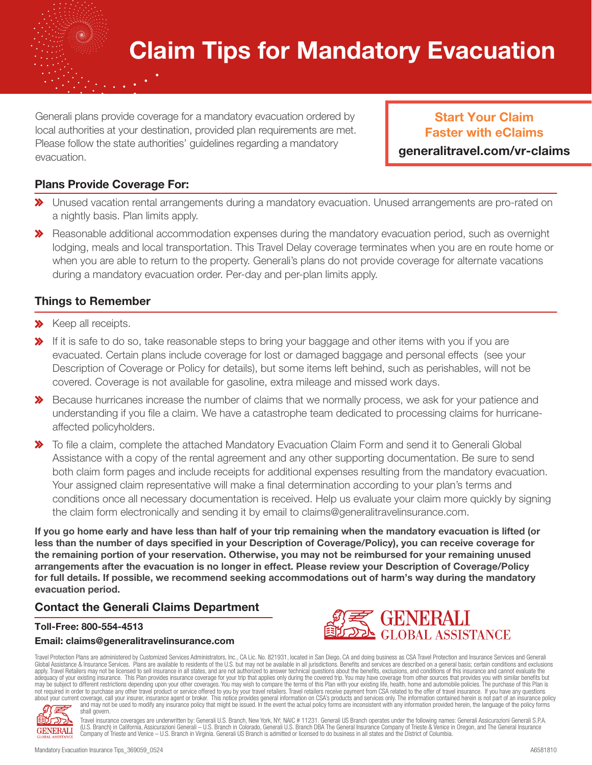# Claim Tips for Mandatory Evacuation

Generali plans provide coverage for a mandatory evacuation ordered by local authorities at your destination, provided plan requirements are met. Please follow the state authorities' guidelines regarding a mandatory evacuation.

**Start Your Claim Faster with eClaims**

**generalitravel.com/vr-claims**

## Plans Provide Coverage For:

- Unused vacation rental arrangements during a mandatory evacuation. Unused arrangements are pro-rated on a nightly basis. Plan limits apply.
- Reasonable additional accommodation expenses during the mandatory evacuation period, such as overnight lodging, meals and local transportation. This Travel Delay coverage terminates when you are en route home or when you are able to return to the property. Generali's plans do not provide coverage for alternate vacations during a mandatory evacuation order. Per-day and per-plan limits apply.

## Things to Remember

- Keep all receipts.
- If it is safe to do so, take reasonable steps to bring your baggage and other items with you if you are evacuated. Certain plans include coverage for lost or damaged baggage and personal effects (see your Description of Coverage or Policy for details), but some items left behind, such as perishables, will not be covered. Coverage is not available for gasoline, extra mileage and missed work days.
- Because hurricanes increase the number of claims that we normally process, we ask for your patience and understanding if you file a claim. We have a catastrophe team dedicated to processing claims for hurricane-affected policyholders.
- To file a claim, complete the attached Mandatory Evacuation Claim Form and send it to Generali Global Assistance with a copy of the rental agreement and any other supporting documentation. Be sure to send both claim form pages and include receipts for additional expenses resulting from the mandatory evacuation. Your assigned claim representative will make a final determination according to your plan's terms and conditions once all necessary documentation is received. Help us evaluate your claim more quickly by signing the claim form electronically and sending it by email to claims@generalitravelinsurance.com.

**If you go home early and have less than half of your trip remaining when the mandatory evacuation is lifted (or less than the number of days specified in your Description of Coverage/Policy), you can receive coverage for the remaining portion of your reservation. Otherwise, you may not be reimbursed for your remaining unused arrangements after the evacuation is no longer in effect. Please review your Description of Coverage/Policy for full details. If possible, we recommend seeking accommodations out of harm's way during the mandatory evacuation period.**

## Contact the Generali Claims Department

**Toll-Free: 800-554-4513**

**Email: claims@generalitravelinsurance.com**

GENERALI GLOBAL ASSISTANCE

Travel Protection Plans are administered by Customized Services Administrators, Inc., CA Lic. No. 821931, located in San Diego, CA and doing business as CSA Travel Protection and Insurance Services and Generali Global Assistance & Insurance Services. Plans are available to residents of the U.S. but may not be available in all jurisdictions. Benefits and services are described on a general basis; certain conditions and exclusions apply. Travel Retailers may not be licensed to sell insurance in all states, and are not authorized to answer technical questions about the benefits, exclusions, and conditions of this insurance and cannot evaluate the adequacy of your existing insurance. This Plan provides insurance coverage for your trip that applies only during the covered trip. You may have coverage from other sources that provides you with similar benefits but may be subject to different restrictions depending upon your other coverages. You may wish to compare the terms of this Plan with your existing life, health, home and automobile policies. The purchase of this Plan is not required in order to purchase any other travel product or service offered to you by your travel retailers. Travel retailers receive payment from CSA related to the offer of travel insurance. If you have any questions about your current coverage, call your insurer, insurance agent or broker. This notice provides general information on CSA's products and services only. The information contained herein is not part of an insurance policy and may not be used to modify any insurance policy that might be issued. In the event the actual policy forms are inconsistent with any information provided herein, the language of the policy forms shall govern.

Travel insurance coverages are underwritten by: Generali U.S. Branch, New York, NY; NAIC # 11231. Generali US Branch operates under the following names: Generali Assicurazioni Generali S.P.A. (U.S. Branch) in California, Assicurazioni Generali – U.S. Branch in Colorado, Generali U.S. Branch DBA The General Insurance Company of Trieste & Venice in Oregon, and The General Insurance Company of Trieste and Venice – U.S. Branch in Virginia. Generali US Branch is admitted or licensed to do business in all states and the District of Columbia.

Mandatory Evacuation Insurance Tips_369059_0524 A6581810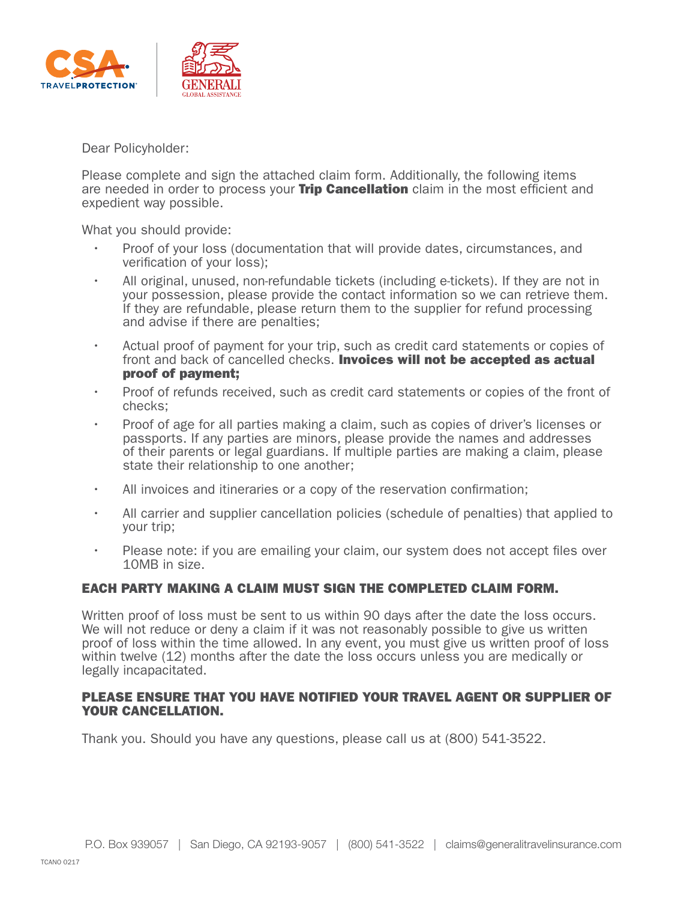Dear Policyholder:

Please complete and sign the attached claim form. Additionally, the following items are needed in order to process your **Trip Cancellation** claim in the most efficient and expedient way possible.

What you should provide:

- Proof of your loss (documentation that will provide dates, circumstances, and verification of your loss);
- All original, unused, non-refundable tickets (including e-tickets). If they are not in your possession, please provide the contact information so we can retrieve them. If they are refundable, please return them to the supplier for refund processing and advise if there are penalties;
- Actual proof of payment for your trip, such as credit card statements or copies of front and back of cancelled checks. **Invoices will not be accepted as actual proof of payment;**
- Proof of refunds received, such as credit card statements or copies of the front of checks;
- Proof of age for all parties making a claim, such as copies of driver's licenses or passports. If any parties are minors, please provide the names and addresses of their parents or legal guardians. If multiple parties are making a claim, please state their relationship to one another;
- All invoices and itineraries or a copy of the reservation confirmation;
- All carrier and supplier cancellation policies (schedule of penalties) that applied to your trip;
- Please note: if you are emailing your claim, our system does not accept files over 10MB in size.

**EACH PARTY MAKING A CLAIM MUST SIGN THE COMPLETED CLAIM FORM.**

Written proof of loss must be sent to us within 90 days after the date the loss occurs. We will not reduce or deny a claim if it was not reasonably possible to give us written proof of loss within the time allowed. In any event, you must give us written proof of loss within twelve (12) months after the date the loss occurs unless you are medically or legally incapacitated.

**PLEASE ENSURE THAT YOU HAVE NOTIFIED YOUR TRAVEL AGENT OR SUPPLIER OF YOUR CANCELLATION.**

Thank you. Should you have any questions, please call us at (800) 541-3522.

P.O. Box 939057 | San Diego, CA 92193-9057 | (800) 541-3522 | claims@generalitravelinsurance.com

TCANO 0217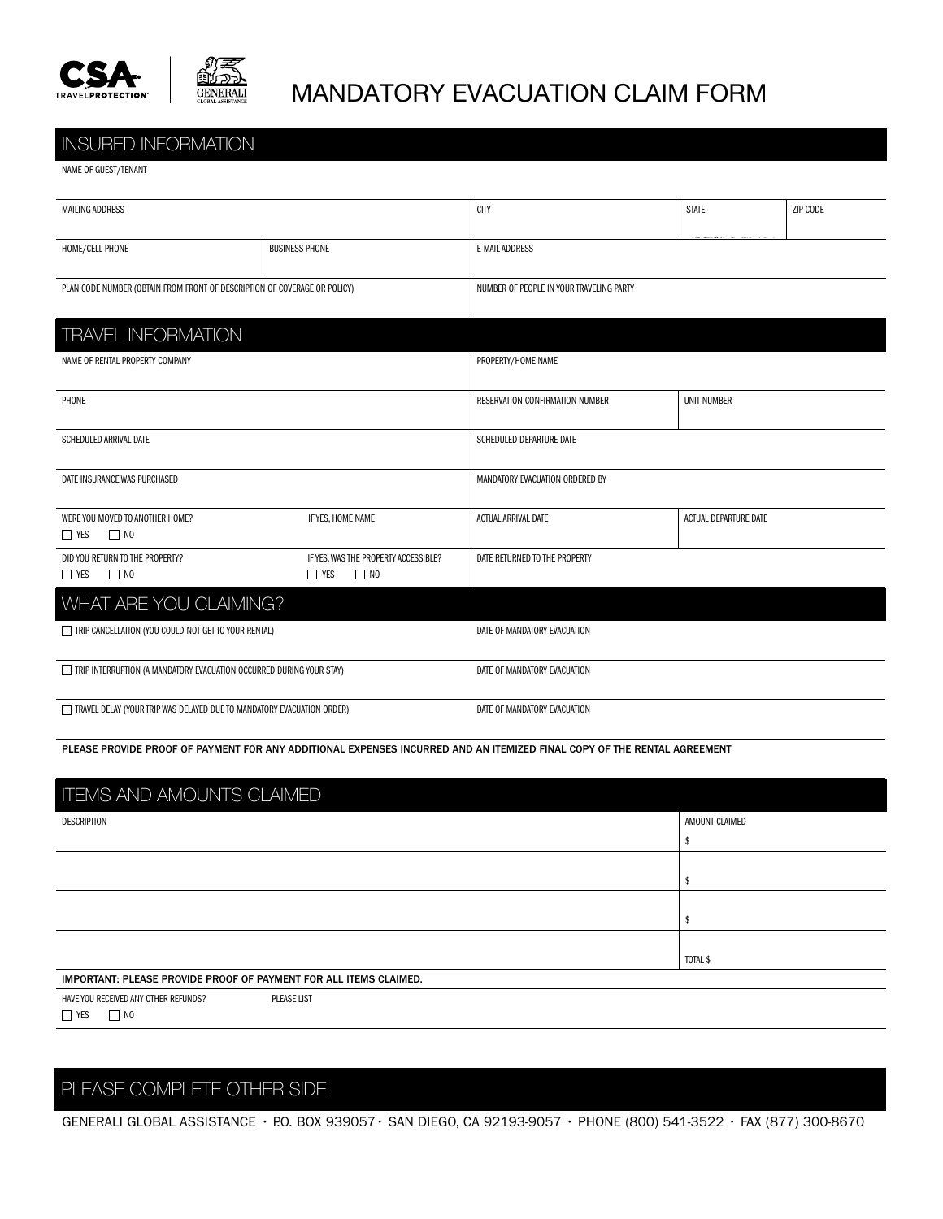CSA TRAVEL PROTECTION | GENERALI GLOBAL ASSISTANCE

# MANDATORY EVACUATION CLAIM FORM

## INSURED INFORMATION

NAME OF GUEST/TENANT

| MAILING ADDRESS | | CITY | STATE | ZIP CODE |
|---|---|---|---|---|
| HOME/CELL PHONE | BUSINESS PHONE | E-MAIL ADDRESS | | |
| PLAN CODE NUMBER (OBTAIN FROM FRONT OF DESCRIPTION OF COVERAGE OR POLICY) | | NUMBER OF PEOPLE IN YOUR TRAVELING PARTY | | |

## TRAVEL INFORMATION

| NAME OF RENTAL PROPERTY COMPANY | | PROPERTY/HOME NAME | |
|---|---|---|---|
| PHONE | | RESERVATION CONFIRMATION NUMBER | UNIT NUMBER |
| SCHEDULED ARRIVAL DATE | | SCHEDULED DEPARTURE DATE | |
| DATE INSURANCE WAS PURCHASED | | MANDATORY EVACUATION ORDERED BY | |
| WERE YOU MOVED TO ANOTHER HOME? ☐ YES ☐ NO | IF YES, HOME NAME | ACTUAL ARRIVAL DATE | ACTUAL DEPARTURE DATE |
| DID YOU RETURN TO THE PROPERTY? ☐ YES ☐ NO | IF YES, WAS THE PROPERTY ACCESSIBLE? ☐ YES ☐ NO | DATE RETURNED TO THE PROPERTY | |

## WHAT ARE YOU CLAIMING?

| | |
|---|---|
| ☐ TRIP CANCELLATION (YOU COULD NOT GET TO YOUR RENTAL) | DATE OF MANDATORY EVACUATION |
| ☐ TRIP INTERRUPTION (A MANDATORY EVACUATION OCCURRED DURING YOUR STAY) | DATE OF MANDATORY EVACUATION |
| ☐ TRAVEL DELAY (YOUR TRIP WAS DELAYED DUE TO MANDATORY EVACUATION ORDER) | DATE OF MANDATORY EVACUATION |

**PLEASE PROVIDE PROOF OF PAYMENT FOR ANY ADDITIONAL EXPENSES INCURRED AND AN ITEMIZED FINAL COPY OF THE RENTAL AGREEMENT**

## ITEMS AND AMOUNTS CLAIMED

| DESCRIPTION | AMOUNT CLAIMED |
|---|---|
| | $ |
| | $ |
| | $ |
| | TOTAL $ |

**IMPORTANT: PLEASE PROVIDE PROOF OF PAYMENT FOR ALL ITEMS CLAIMED.**

HAVE YOU RECEIVED ANY OTHER REFUNDS? ☐ YES ☐ NO — PLEASE LIST

## PLEASE COMPLETE OTHER SIDE

GENERALI GLOBAL ASSISTANCE • P.O. BOX 939057 • SAN DIEGO, CA 92193-9057 • PHONE (800) 541-3522 • FAX (877) 300-8670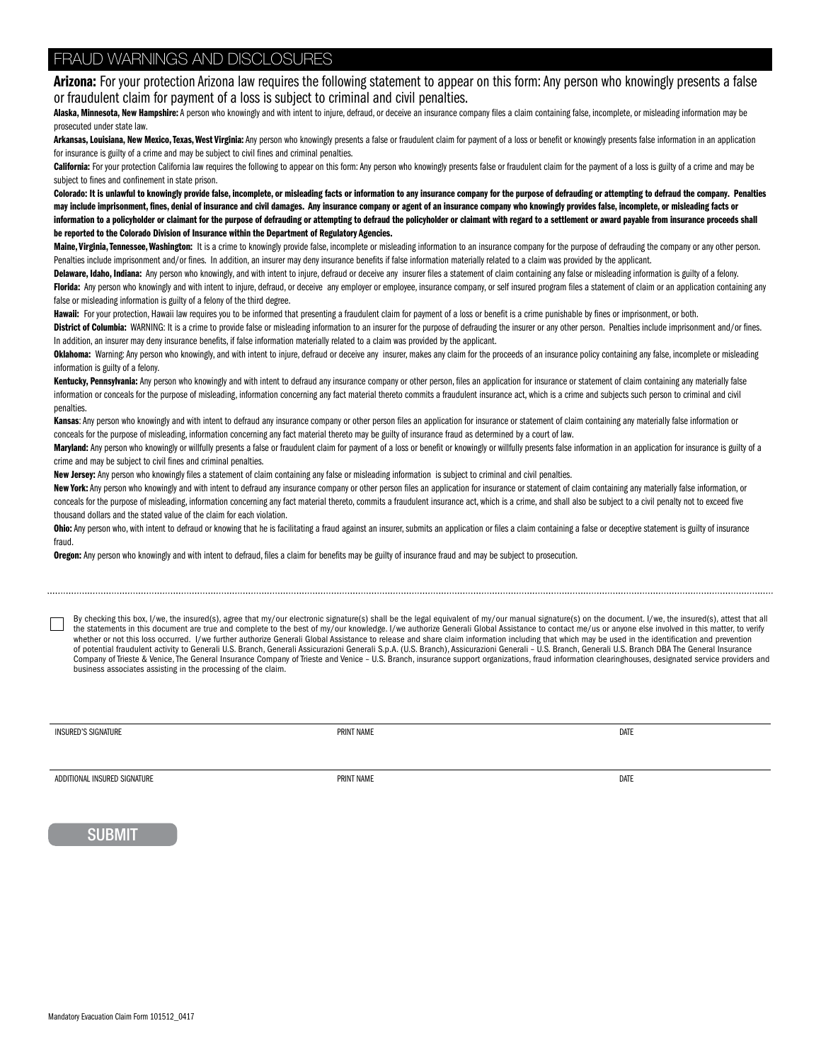## FRAUD WARNINGS AND DISCLOSURES

**Arizona:** For your protection Arizona law requires the following statement to appear on this form: Any person who knowingly presents a false or fraudulent claim for payment of a loss is subject to criminal and civil penalties.

**Alaska, Minnesota, New Hampshire:** A person who knowingly and with intent to injure, defraud, or deceive an insurance company files a claim containing false, incomplete, or misleading information may be prosecuted under state law.

**Arkansas, Louisiana, New Mexico, Texas, West Virginia:** Any person who knowingly presents a false or fraudulent claim for payment of a loss or benefit or knowingly presents false information in an application for insurance is guilty of a crime and may be subject to civil fines and criminal penalties.

**California:** For your protection California law requires the following to appear on this form: Any person who knowingly presents false or fraudulent claim for the payment of a loss is guilty of a crime and may be subject to fines and confinement in state prison.

**Colorado: It is unlawful to knowingly provide false, incomplete, or misleading facts or information to any insurance company for the purpose of defrauding or attempting to defraud the company. Penalties may include imprisonment, fines, denial of insurance and civil damages. Any insurance company or agent of an insurance company who knowingly provides false, incomplete, or misleading facts or information to a policyholder or claimant for the purpose of defrauding or attempting to defraud the policyholder or claimant with regard to a settlement or award payable from insurance proceeds shall be reported to the Colorado Division of Insurance within the Department of Regulatory Agencies.**

**Maine, Virginia, Tennessee, Washington:** It is a crime to knowingly provide false, incomplete or misleading information to an insurance company for the purpose of defrauding the company or any other person. Penalties include imprisonment and/or fines. In addition, an insurer may deny insurance benefits if false information materially related to a claim was provided by the applicant.

**Delaware, Idaho, Indiana:** Any person who knowingly, and with intent to injure, defraud or deceive any insurer files a statement of claim containing any false or misleading information is guilty of a felony.

**Florida:** Any person who knowingly and with intent to injure, defraud, or deceive any employer or employee, insurance company, or self insured program files a statement of claim or an application containing any false or misleading information is guilty of a felony of the third degree.

**Hawaii:** For your protection, Hawaii law requires you to be informed that presenting a fraudulent claim for payment of a loss or benefit is a crime punishable by fines or imprisonment, or both.

**District of Columbia:** WARNING: It is a crime to provide false or misleading information to an insurer for the purpose of defrauding the insurer or any other person. Penalties include imprisonment and/or fines. In addition, an insurer may deny insurance benefits, if false information materially related to a claim was provided by the applicant.

**Oklahoma:** Warning: Any person who knowingly, and with intent to injure, defraud or deceive any insurer, makes any claim for the proceeds of an insurance policy containing any false, incomplete or misleading information is guilty of a felony.

**Kentucky, Pennsylvania:** Any person who knowingly and with intent to defraud any insurance company or other person, files an application for insurance or statement of claim containing any materially false information or conceals for the purpose of misleading, information concerning any fact material thereto commits a fraudulent insurance act, which is a crime and subjects such person to criminal and civil penalties.

**Kansas**: Any person who knowingly and with intent to defraud any insurance company or other person files an application for insurance or statement of claim containing any materially false information or conceals for the purpose of misleading, information concerning any fact material thereto may be guilty of insurance fraud as determined by a court of law.

**Maryland:** Any person who knowingly or willfully presents a false or fraudulent claim for payment of a loss or benefit or knowingly or willfully presents false information in an application for insurance is guilty of a crime and may be subject to civil fines and criminal penalties.

**New Jersey:** Any person who knowingly files a statement of claim containing any false or misleading information is subject to criminal and civil penalties.

**New York:** Any person who knowingly and with intent to defraud any insurance company or other person files an application for insurance or statement of claim containing any materially false information, or conceals for the purpose of misleading, information concerning any fact material thereto, commits a fraudulent insurance act, which is a crime, and shall also be subject to a civil penalty not to exceed five thousand dollars and the stated value of the claim for each violation.

**Ohio:** Any person who, with intent to defraud or knowing that he is facilitating a fraud against an insurer, submits an application or files a claim containing a false or deceptive statement is guilty of insurance fraud.

**Oregon:** Any person who knowingly and with intent to defraud, files a claim for benefits may be guilty of insurance fraud and may be subject to prosecution.

---

☐ By checking this box, I/we, the insured(s), agree that my/our electronic signature(s) shall be the legal equivalent of my/our manual signature(s) on the document. I/we, the insured(s), attest that all the statements in this document are true and complete to the best of my/our knowledge. I/we authorize Generali Global Assistance to contact me/us or anyone else involved in this matter, to verify whether or not this loss occurred. I/we further authorize Generali Global Assistance to release and share claim information including that which may be used in the identification and prevention of potential fraudulent activity to Generali U.S. Branch, Generali Assicurazioni Generali S.p.A. (U.S. Branch), Assicurazioni Generali – U.S. Branch, Generali U.S. Branch DBA The General Insurance Company of Trieste & Venice, The General Insurance Company of Trieste and Venice – U.S. Branch, insurance support organizations, fraud information clearinghouses, designated service providers and business associates assisting in the processing of the claim.

INSURED'S SIGNATURE | PRINT NAME | DATE

ADDITIONAL INSURED SIGNATURE | PRINT NAME | DATE

SUBMIT

Mandatory Evacuation Claim Form 101512_0417